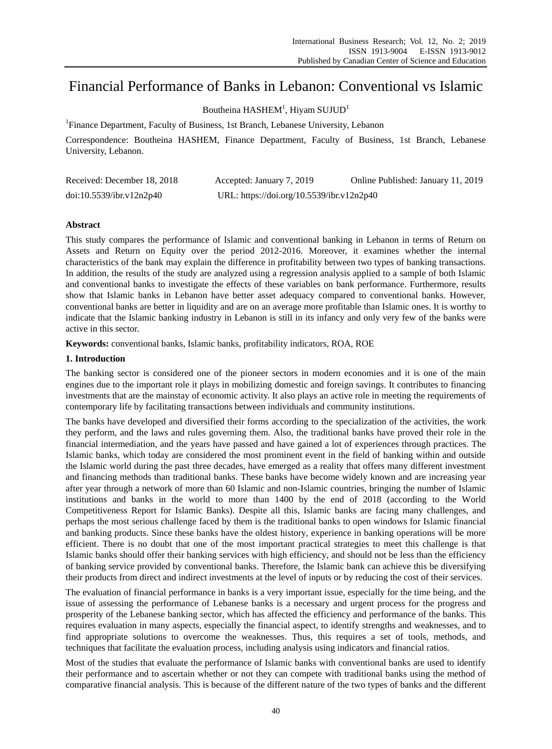# Financial Performance of Banks in Lebanon: Conventional vs Islamic

Boutheina HASHEM[1], Hiyam SUJUD[1]

[1]Finance Department, Faculty of Business, 1st Branch, Lebanese University, Lebanon

Correspondence: Boutheina HASHEM, Finance Department, Faculty of Business, 1st Branch, Lebanese University, Lebanon.

Received: December 18, 2018    Accepted: January 7, 2019    Online Published: January 11, 2019

doi:10.5539/ibr.v12n2p40    URL: https://doi.org/10.5539/ibr.v12n2p40

## Abstract

This study compares the performance of Islamic and conventional banking in Lebanon in terms of Return on Assets and Return on Equity over the period 2012-2016. Moreover, it examines whether the internal characteristics of the bank may explain the difference in profitability between two types of banking transactions. In addition, the results of the study are analyzed using a regression analysis applied to a sample of both Islamic and conventional banks to investigate the effects of these variables on bank performance. Furthermore, results show that Islamic banks in Lebanon have better asset adequacy compared to conventional banks. However, conventional banks are better in liquidity and are on an average more profitable than Islamic ones. It is worthy to indicate that the Islamic banking industry in Lebanon is still in its infancy and only very few of the banks were active in this sector.

**Keywords:** conventional banks, Islamic banks, profitability indicators, ROA, ROE

## 1. Introduction

The banking sector is considered one of the pioneer sectors in modern economies and it is one of the main engines due to the important role it plays in mobilizing domestic and foreign savings. It contributes to financing investments that are the mainstay of economic activity. It also plays an active role in meeting the requirements of contemporary life by facilitating transactions between individuals and community institutions.

The banks have developed and diversified their forms according to the specialization of the activities, the work they perform, and the laws and rules governing them. Also, the traditional banks have proved their role in the financial intermediation, and the years have passed and have gained a lot of experiences through practices. The Islamic banks, which today are considered the most prominent event in the field of banking within and outside the Islamic world during the past three decades, have emerged as a reality that offers many different investment and financing methods than traditional banks. These banks have become widely known and are increasing year after year through a network of more than 60 Islamic and non-Islamic countries, bringing the number of Islamic institutions and banks in the world to more than 1400 by the end of 2018 (according to the World Competitiveness Report for Islamic Banks). Despite all this, Islamic banks are facing many challenges, and perhaps the most serious challenge faced by them is the traditional banks to open windows for Islamic financial and banking products. Since these banks have the oldest history, experience in banking operations will be more efficient. There is no doubt that one of the most important practical strategies to meet this challenge is that Islamic banks should offer their banking services with high efficiency, and should not be less than the efficiency of banking service provided by conventional banks. Therefore, the Islamic bank can achieve this be diversifying their products from direct and indirect investments at the level of inputs or by reducing the cost of their services.

The evaluation of financial performance in banks is a very important issue, especially for the time being, and the issue of assessing the performance of Lebanese banks is a necessary and urgent process for the progress and prosperity of the Lebanese banking sector, which has affected the efficiency and performance of the banks. This requires evaluation in many aspects, especially the financial aspect, to identify strengths and weaknesses, and to find appropriate solutions to overcome the weaknesses. Thus, this requires a set of tools, methods, and techniques that facilitate the evaluation process, including analysis using indicators and financial ratios.

Most of the studies that evaluate the performance of Islamic banks with conventional banks are used to identify their performance and to ascertain whether or not they can compete with traditional banks using the method of comparative financial analysis. This is because of the different nature of the two types of banks and the different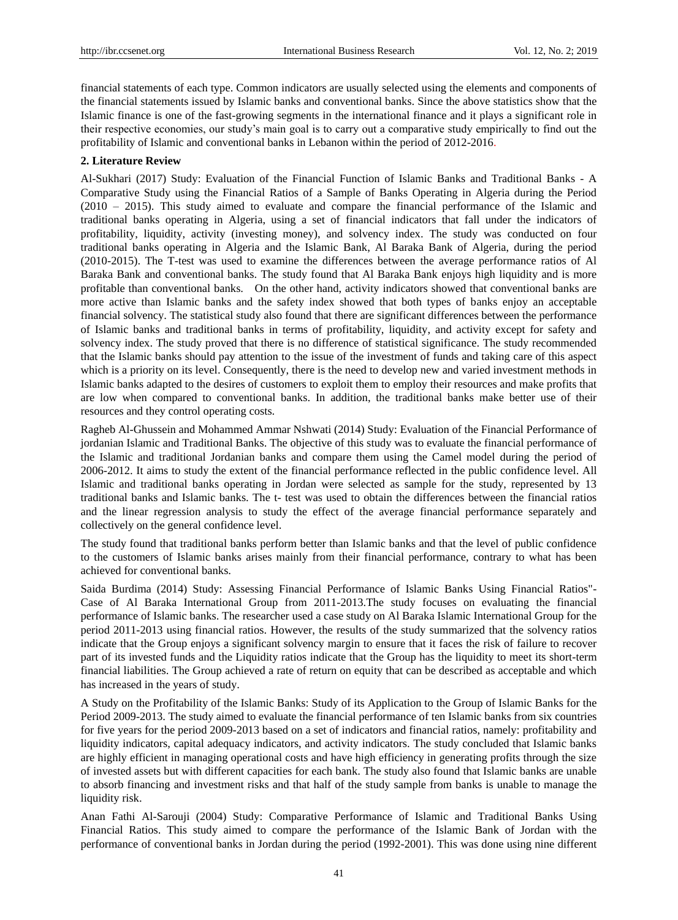financial statements of each type. Common indicators are usually selected using the elements and components of the financial statements issued by Islamic banks and conventional banks. Since the above statistics show that the Islamic finance is one of the fast-growing segments in the international finance and it plays a significant role in their respective economies, our study's main goal is to carry out a comparative study empirically to find out the profitability of Islamic and conventional banks in Lebanon within the period of 2012-2016.

## 2. Literature Review

Al-Sukhari (2017) Study: Evaluation of the Financial Function of Islamic Banks and Traditional Banks - A Comparative Study using the Financial Ratios of a Sample of Banks Operating in Algeria during the Period (2010 – 2015). This study aimed to evaluate and compare the financial performance of the Islamic and traditional banks operating in Algeria, using a set of financial indicators that fall under the indicators of profitability, liquidity, activity (investing money), and solvency index. The study was conducted on four traditional banks operating in Algeria and the Islamic Bank, Al Baraka Bank of Algeria, during the period (2010-2015). The T-test was used to examine the differences between the average performance ratios of Al Baraka Bank and conventional banks. The study found that Al Baraka Bank enjoys high liquidity and is more profitable than conventional banks. On the other hand, activity indicators showed that conventional banks are more active than Islamic banks and the safety index showed that both types of banks enjoy an acceptable financial solvency. The statistical study also found that there are significant differences between the performance of Islamic banks and traditional banks in terms of profitability, liquidity, and activity except for safety and solvency index. The study proved that there is no difference of statistical significance. The study recommended that the Islamic banks should pay attention to the issue of the investment of funds and taking care of this aspect which is a priority on its level. Consequently, there is the need to develop new and varied investment methods in Islamic banks adapted to the desires of customers to exploit them to employ their resources and make profits that are low when compared to conventional banks. In addition, the traditional banks make better use of their resources and they control operating costs.

Ragheb Al-Ghussein and Mohammed Ammar Nshwati (2014) Study: Evaluation of the Financial Performance of jordanian Islamic and Traditional Banks. The objective of this study was to evaluate the financial performance of the Islamic and traditional Jordanian banks and compare them using the Camel model during the period of 2006-2012. It aims to study the extent of the financial performance reflected in the public confidence level. All Islamic and traditional banks operating in Jordan were selected as sample for the study, represented by 13 traditional banks and Islamic banks. The t- test was used to obtain the differences between the financial ratios and the linear regression analysis to study the effect of the average financial performance separately and collectively on the general confidence level.

The study found that traditional banks perform better than Islamic banks and that the level of public confidence to the customers of Islamic banks arises mainly from their financial performance, contrary to what has been achieved for conventional banks.

Saida Burdima (2014) Study: Assessing Financial Performance of Islamic Banks Using Financial Ratios"- Case of Al Baraka International Group from 2011-2013.The study focuses on evaluating the financial performance of Islamic banks. The researcher used a case study on Al Baraka Islamic International Group for the period 2011-2013 using financial ratios. However, the results of the study summarized that the solvency ratios indicate that the Group enjoys a significant solvency margin to ensure that it faces the risk of failure to recover part of its invested funds and the Liquidity ratios indicate that the Group has the liquidity to meet its short-term financial liabilities. The Group achieved a rate of return on equity that can be described as acceptable and which has increased in the years of study.

A Study on the Profitability of the Islamic Banks: Study of its Application to the Group of Islamic Banks for the Period 2009-2013. The study aimed to evaluate the financial performance of ten Islamic banks from six countries for five years for the period 2009-2013 based on a set of indicators and financial ratios, namely: profitability and liquidity indicators, capital adequacy indicators, and activity indicators. The study concluded that Islamic banks are highly efficient in managing operational costs and have high efficiency in generating profits through the size of invested assets but with different capacities for each bank. The study also found that Islamic banks are unable to absorb financing and investment risks and that half of the study sample from banks is unable to manage the liquidity risk.

Anan Fathi Al-Sarouji (2004) Study: Comparative Performance of Islamic and Traditional Banks Using Financial Ratios. This study aimed to compare the performance of the Islamic Bank of Jordan with the performance of conventional banks in Jordan during the period (1992-2001). This was done using nine different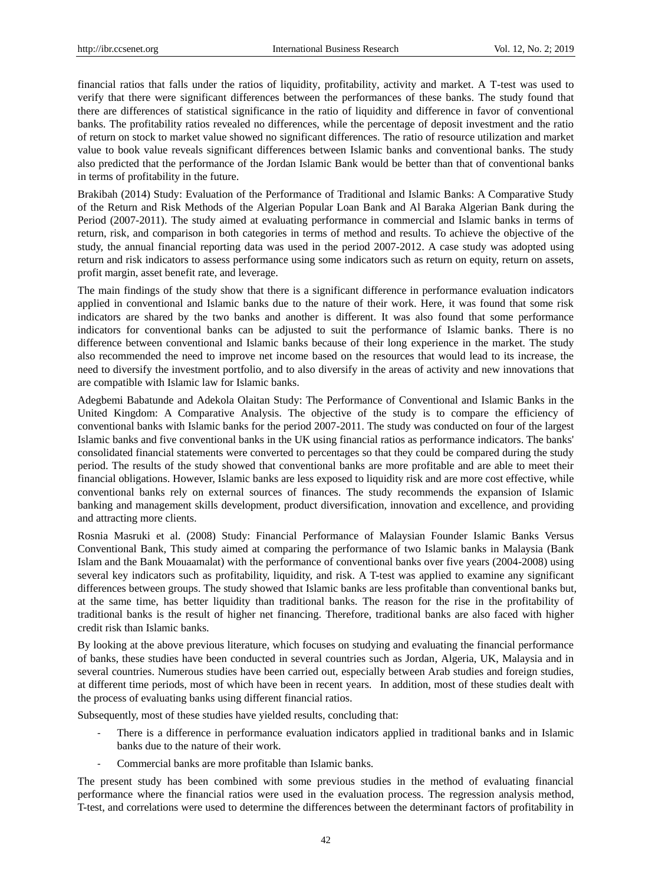financial ratios that falls under the ratios of liquidity, profitability, activity and market. A T-test was used to verify that there were significant differences between the performances of these banks. The study found that there are differences of statistical significance in the ratio of liquidity and difference in favor of conventional banks. The profitability ratios revealed no differences, while the percentage of deposit investment and the ratio of return on stock to market value showed no significant differences. The ratio of resource utilization and market value to book value reveals significant differences between Islamic banks and conventional banks. The study also predicted that the performance of the Jordan Islamic Bank would be better than that of conventional banks in terms of profitability in the future.

Brakibah (2014) Study: Evaluation of the Performance of Traditional and Islamic Banks: A Comparative Study of the Return and Risk Methods of the Algerian Popular Loan Bank and Al Baraka Algerian Bank during the Period (2007-2011). The study aimed at evaluating performance in commercial and Islamic banks in terms of return, risk, and comparison in both categories in terms of method and results. To achieve the objective of the study, the annual financial reporting data was used in the period 2007-2012. A case study was adopted using return and risk indicators to assess performance using some indicators such as return on equity, return on assets, profit margin, asset benefit rate, and leverage.

The main findings of the study show that there is a significant difference in performance evaluation indicators applied in conventional and Islamic banks due to the nature of their work. Here, it was found that some risk indicators are shared by the two banks and another is different. It was also found that some performance indicators for conventional banks can be adjusted to suit the performance of Islamic banks. There is no difference between conventional and Islamic banks because of their long experience in the market. The study also recommended the need to improve net income based on the resources that would lead to its increase, the need to diversify the investment portfolio, and to also diversify in the areas of activity and new innovations that are compatible with Islamic law for Islamic banks.

Adegbemi Babatunde and Adekola Olaitan Study: The Performance of Conventional and Islamic Banks in the United Kingdom: A Comparative Analysis. The objective of the study is to compare the efficiency of conventional banks with Islamic banks for the period 2007-2011. The study was conducted on four of the largest Islamic banks and five conventional banks in the UK using financial ratios as performance indicators. The banks' consolidated financial statements were converted to percentages so that they could be compared during the study period. The results of the study showed that conventional banks are more profitable and are able to meet their financial obligations. However, Islamic banks are less exposed to liquidity risk and are more cost effective, while conventional banks rely on external sources of finances. The study recommends the expansion of Islamic banking and management skills development, product diversification, innovation and excellence, and providing and attracting more clients.

Rosnia Masruki et al. (2008) Study: Financial Performance of Malaysian Founder Islamic Banks Versus Conventional Bank, This study aimed at comparing the performance of two Islamic banks in Malaysia (Bank Islam and the Bank Mouaamalat) with the performance of conventional banks over five years (2004-2008) using several key indicators such as profitability, liquidity, and risk. A T-test was applied to examine any significant differences between groups. The study showed that Islamic banks are less profitable than conventional banks but, at the same time, has better liquidity than traditional banks. The reason for the rise in the profitability of traditional banks is the result of higher net financing. Therefore, traditional banks are also faced with higher credit risk than Islamic banks.

By looking at the above previous literature, which focuses on studying and evaluating the financial performance of banks, these studies have been conducted in several countries such as Jordan, Algeria, UK, Malaysia and in several countries. Numerous studies have been carried out, especially between Arab studies and foreign studies, at different time periods, most of which have been in recent years. In addition, most of these studies dealt with the process of evaluating banks using different financial ratios.

Subsequently, most of these studies have yielded results, concluding that:

- There is a difference in performance evaluation indicators applied in traditional banks and in Islamic banks due to the nature of their work.
- Commercial banks are more profitable than Islamic banks.

The present study has been combined with some previous studies in the method of evaluating financial performance where the financial ratios were used in the evaluation process. The regression analysis method, T-test, and correlations were used to determine the differences between the determinant factors of profitability in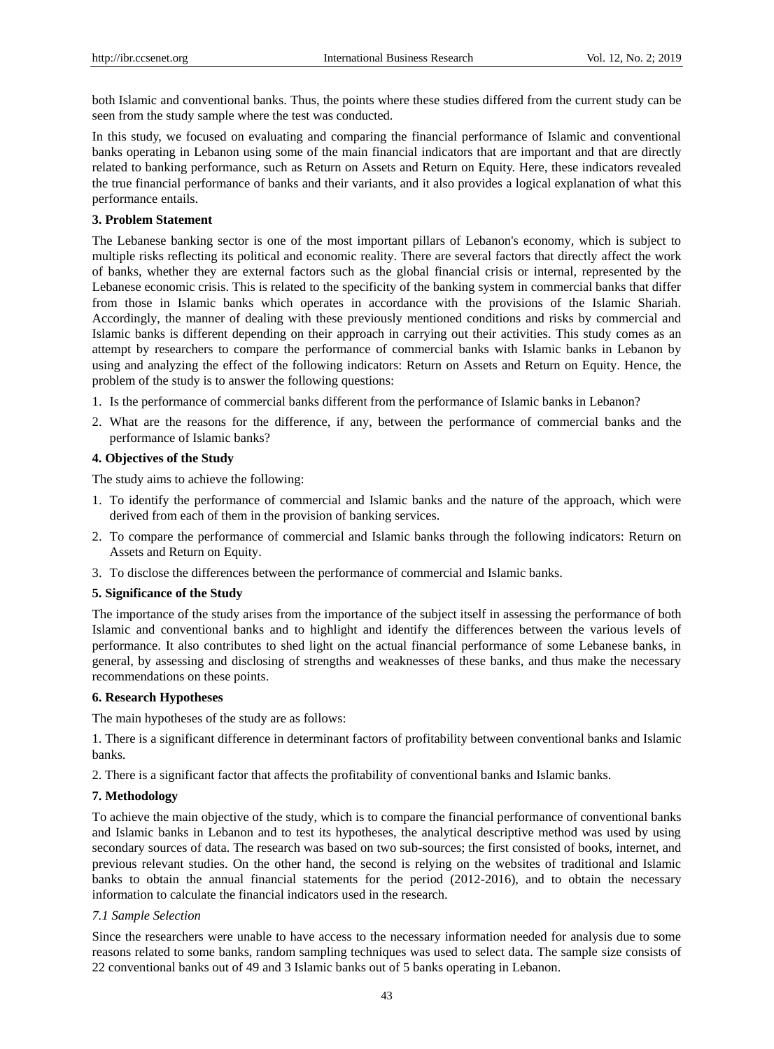both Islamic and conventional banks. Thus, the points where these studies differed from the current study can be seen from the study sample where the test was conducted.

In this study, we focused on evaluating and comparing the financial performance of Islamic and conventional banks operating in Lebanon using some of the main financial indicators that are important and that are directly related to banking performance, such as Return on Assets and Return on Equity. Here, these indicators revealed the true financial performance of banks and their variants, and it also provides a logical explanation of what this performance entails.

**3. Problem Statement**

The Lebanese banking sector is one of the most important pillars of Lebanon's economy, which is subject to multiple risks reflecting its political and economic reality. There are several factors that directly affect the work of banks, whether they are external factors such as the global financial crisis or internal, represented by the Lebanese economic crisis. This is related to the specificity of the banking system in commercial banks that differ from those in Islamic banks which operates in accordance with the provisions of the Islamic Shariah. Accordingly, the manner of dealing with these previously mentioned conditions and risks by commercial and Islamic banks is different depending on their approach in carrying out their activities. This study comes as an attempt by researchers to compare the performance of commercial banks with Islamic banks in Lebanon by using and analyzing the effect of the following indicators: Return on Assets and Return on Equity. Hence, the problem of the study is to answer the following questions:

1. Is the performance of commercial banks different from the performance of Islamic banks in Lebanon?
2. What are the reasons for the difference, if any, between the performance of commercial banks and the performance of Islamic banks?

**4. Objectives of the Study**

The study aims to achieve the following:

1. To identify the performance of commercial and Islamic banks and the nature of the approach, which were derived from each of them in the provision of banking services.
2. To compare the performance of commercial and Islamic banks through the following indicators: Return on Assets and Return on Equity.
3. To disclose the differences between the performance of commercial and Islamic banks.

**5. Significance of the Study**

The importance of the study arises from the importance of the subject itself in assessing the performance of both Islamic and conventional banks and to highlight and identify the differences between the various levels of performance. It also contributes to shed light on the actual financial performance of some Lebanese banks, in general, by assessing and disclosing of strengths and weaknesses of these banks, and thus make the necessary recommendations on these points.

**6. Research Hypotheses**

The main hypotheses of the study are as follows:

1. There is a significant difference in determinant factors of profitability between conventional banks and Islamic banks.

2. There is a significant factor that affects the profitability of conventional banks and Islamic banks.

**7. Methodology**

To achieve the main objective of the study, which is to compare the financial performance of conventional banks and Islamic banks in Lebanon and to test its hypotheses, the analytical descriptive method was used by using secondary sources of data. The research was based on two sub-sources; the first consisted of books, internet, and previous relevant studies. On the other hand, the second is relying on the websites of traditional and Islamic banks to obtain the annual financial statements for the period (2012-2016), and to obtain the necessary information to calculate the financial indicators used in the research.

*7.1 Sample Selection*

Since the researchers were unable to have access to the necessary information needed for analysis due to some reasons related to some banks, random sampling techniques was used to select data. The sample size consists of 22 conventional banks out of 49 and 3 Islamic banks out of 5 banks operating in Lebanon.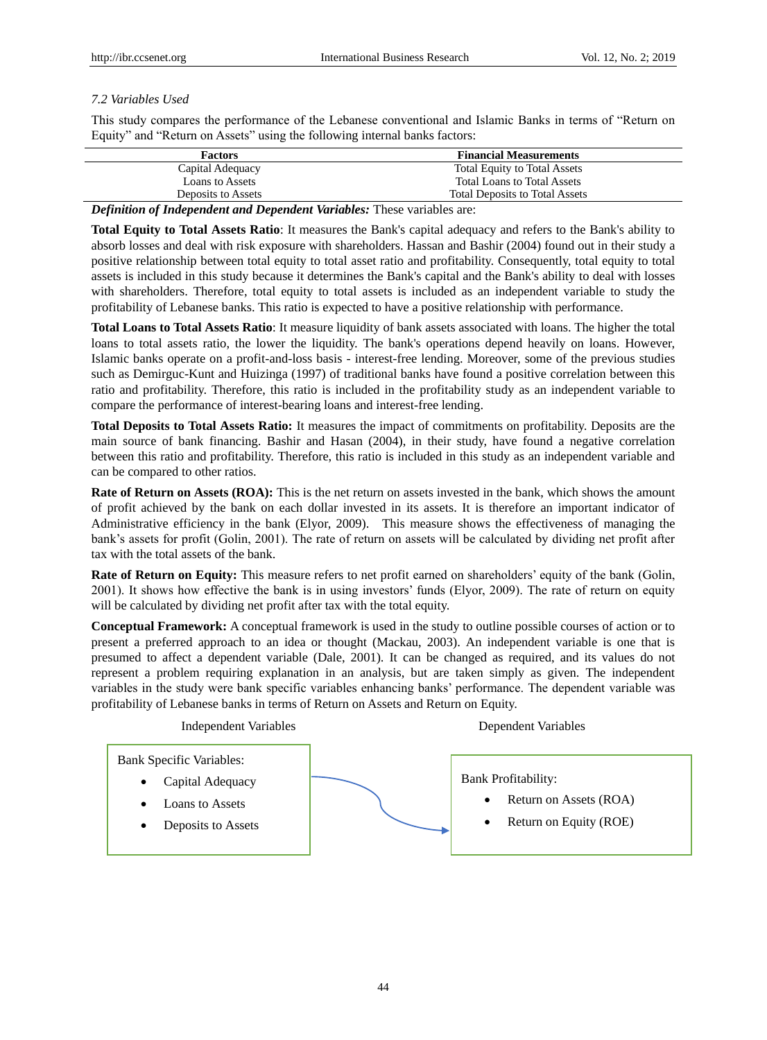*7.2 Variables Used*

This study compares the performance of the Lebanese conventional and Islamic Banks in terms of "Return on Equity" and "Return on Assets" using the following internal banks factors:

| Factors | Financial Measurements |
|---|---|
| Capital Adequacy | Total Equity to Total Assets |
| Loans to Assets | Total Loans to Total Assets |
| Deposits to Assets | Total Deposits to Total Assets |

***Definition of Independent and Dependent Variables:*** These variables are:

**Total Equity to Total Assets Ratio**: It measures the Bank's capital adequacy and refers to the Bank's ability to absorb losses and deal with risk exposure with shareholders. Hassan and Bashir (2004) found out in their study a positive relationship between total equity to total asset ratio and profitability. Consequently, total equity to total assets is included in this study because it determines the Bank's capital and the Bank's ability to deal with losses with shareholders. Therefore, total equity to total assets is included as an independent variable to study the profitability of Lebanese banks. This ratio is expected to have a positive relationship with performance.

**Total Loans to Total Assets Ratio**: It measure liquidity of bank assets associated with loans. The higher the total loans to total assets ratio, the lower the liquidity. The bank's operations depend heavily on loans. However, Islamic banks operate on a profit-and-loss basis - interest-free lending. Moreover, some of the previous studies such as Demirguc-Kunt and Huizinga (1997) of traditional banks have found a positive correlation between this ratio and profitability. Therefore, this ratio is included in the profitability study as an independent variable to compare the performance of interest-bearing loans and interest-free lending.

**Total Deposits to Total Assets Ratio:** It measures the impact of commitments on profitability. Deposits are the main source of bank financing. Bashir and Hasan (2004), in their study, have found a negative correlation between this ratio and profitability. Therefore, this ratio is included in this study as an independent variable and can be compared to other ratios.

**Rate of Return on Assets (ROA):** This is the net return on assets invested in the bank, which shows the amount of profit achieved by the bank on each dollar invested in its assets. It is therefore an important indicator of Administrative efficiency in the bank (Elyor, 2009). This measure shows the effectiveness of managing the bank's assets for profit (Golin, 2001). The rate of return on assets will be calculated by dividing net profit after tax with the total assets of the bank.

**Rate of Return on Equity:** This measure refers to net profit earned on shareholders' equity of the bank (Golin, 2001). It shows how effective the bank is in using investors' funds (Elyor, 2009). The rate of return on equity will be calculated by dividing net profit after tax with the total equity.

**Conceptual Framework:** A conceptual framework is used in the study to outline possible courses of action or to present a preferred approach to an idea or thought (Mackau, 2003). An independent variable is one that is presumed to affect a dependent variable (Dale, 2001). It can be changed as required, and its values do not represent a problem requiring explanation in an analysis, but are taken simply as given. The independent variables in the study were bank specific variables enhancing banks' performance. The dependent variable was profitability of Lebanese banks in terms of Return on Assets and Return on Equity.

| Independent Variables | Dependent Variables |
|---|---|
| Bank Specific Variables: | Bank Profitability: |
| • Capital Adequacy | • Return on Assets (ROA) |
| • Loans to Assets | • Return on Equity (ROE) |
| • Deposits to Assets | |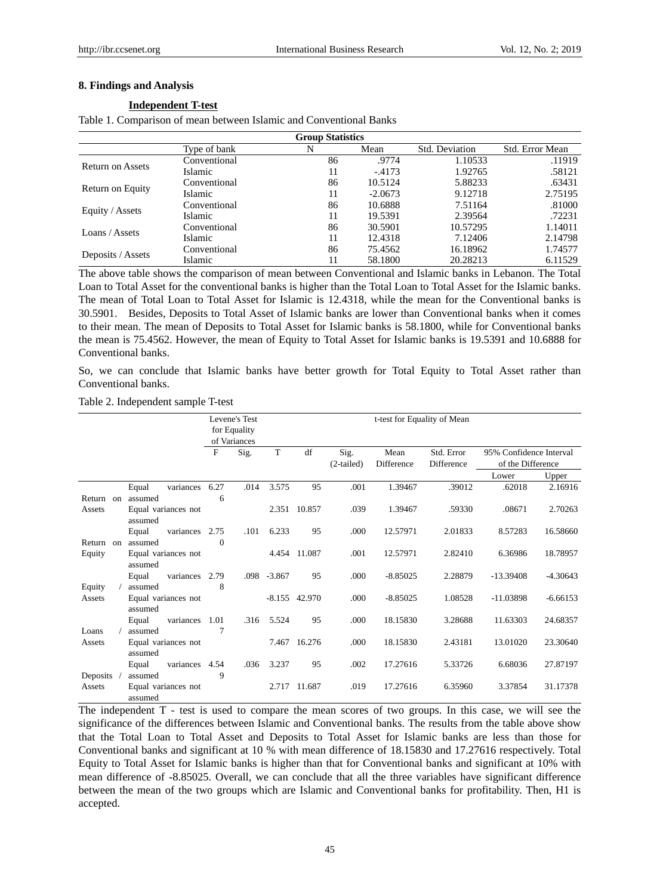## 8. Findings and Analysis

**Independent T-test**

Table 1. Comparison of mean between Islamic and Conventional Banks

| Group Statistics | | | | | |
|---|---|---|---|---|---|
| | Type of bank | N | Mean | Std. Deviation | Std. Error Mean |
| Return on Assets | Conventional | 86 | .9774 | 1.10533 | .11919 |
| | Islamic | 11 | -.4173 | 1.92765 | .58121 |
| Return on Equity | Conventional | 86 | 10.5124 | 5.88233 | .63431 |
| | Islamic | 11 | -2.0673 | 9.12718 | 2.75195 |
| Equity / Assets | Conventional | 86 | 10.6888 | 7.51164 | .81000 |
| | Islamic | 11 | 19.5391 | 2.39564 | .72231 |
| Loans / Assets | Conventional | 86 | 30.5901 | 10.57295 | 1.14011 |
| | Islamic | 11 | 12.4318 | 7.12406 | 2.14798 |
| Deposits / Assets | Conventional | 86 | 75.4562 | 16.18962 | 1.74577 |
| | Islamic | 11 | 58.1800 | 20.28213 | 6.11529 |

The above table shows the comparison of mean between Conventional and Islamic banks in Lebanon. The Total Loan to Total Asset for the conventional banks is higher than the Total Loan to Total Asset for the Islamic banks. The mean of Total Loan to Total Asset for Islamic is 12.4318, while the mean for the Conventional banks is 30.5901. Besides, Deposits to Total Asset of Islamic banks are lower than Conventional banks when it comes to their mean. The mean of Deposits to Total Asset for Islamic banks is 58.1800, while for Conventional banks the mean is 75.4562. However, the mean of Equity to Total Asset for Islamic banks is 19.5391 and 10.6888 for Conventional banks.

So, we can conclude that Islamic banks have better growth for Total Equity to Total Asset rather than Conventional banks.

Table 2. Independent sample T-test

| | | Levene's Test for Equality of Variances | | t-test for Equality of Mean | | | | | | |
|---|---|---|---|---|---|---|---|---|---|---|
| | | F | Sig. | T | df | Sig. (2-tailed) | Mean Difference | Std. Error Difference | 95% Confidence Interval of the Difference | |
| | | | | | | | | | Lower | Upper |
| Return on Assets | Equal variances assumed | 6.276 | .014 | 3.575 | 95 | .001 | 1.39467 | .39012 | .62018 | 2.16916 |
| | Equal variances not assumed | | | 2.351 | 10.857 | .039 | 1.39467 | .59330 | .08671 | 2.70263 |
| Return on Equity | Equal variances assumed | 2.750 | .101 | 6.233 | 95 | .000 | 12.57971 | 2.01833 | 8.57283 | 16.58660 |
| | Equal variances not assumed | | | 4.454 | 11.087 | .001 | 12.57971 | 2.82410 | 6.36986 | 18.78957 |
| Equity / Assets | Equal variances assumed | 2.798 | .098 | -3.867 | 95 | .000 | -8.85025 | 2.28879 | -13.39408 | -4.30643 |
| | Equal variances not assumed | | | -8.155 | 42.970 | .000 | -8.85025 | 1.08528 | -11.03898 | -6.66153 |
| Loans / Assets | Equal variances assumed | 1.017 | .316 | 5.524 | 95 | .000 | 18.15830 | 3.28688 | 11.63303 | 24.68357 |
| | Equal variances not assumed | | | 7.467 | 16.276 | .000 | 18.15830 | 2.43181 | 13.01020 | 23.30640 |
| Deposits / Assets | Equal variances assumed | 4.549 | .036 | 3.237 | 95 | .002 | 17.27616 | 5.33726 | 6.68036 | 27.87197 |
| | Equal variances not assumed | | | 2.717 | 11.687 | .019 | 17.27616 | 6.35960 | 3.37854 | 31.17378 |

The independent T - test is used to compare the mean scores of two groups. In this case, we will see the significance of the differences between Islamic and Conventional banks. The results from the table above show that the Total Loan to Total Asset and Deposits to Total Asset for Islamic banks are less than those for Conventional banks and significant at 10 % with mean difference of 18.15830 and 17.27616 respectively. Total Equity to Total Asset for Islamic banks is higher than that for Conventional banks and significant at 10% with mean difference of -8.85025. Overall, we can conclude that all the three variables have significant difference between the mean of the two groups which are Islamic and Conventional banks for profitability. Then, H1 is accepted.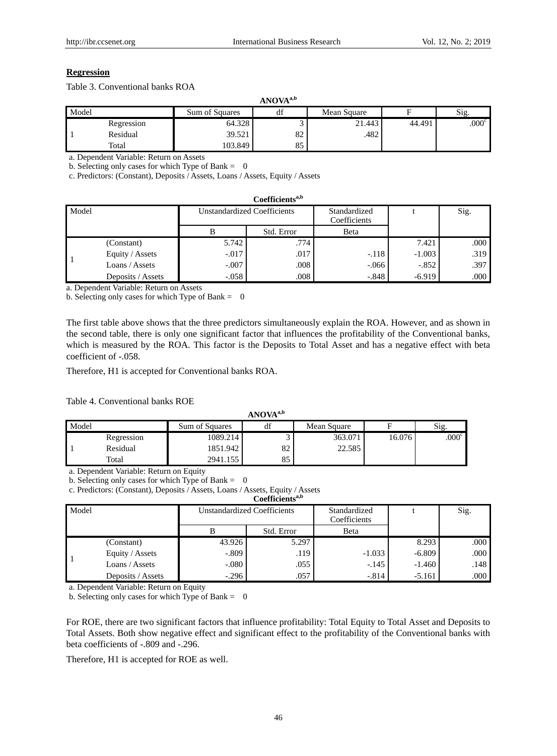**Regression**

Table 3. Conventional banks ROA

**ANOVA[a,b]**

| Model | | Sum of Squares | df | Mean Square | F | Sig. |
|---|---|---|---|---|---|---|
| 1 | Regression | 64.328 | 3 | 21.443 | 44.491 | .000[c] |
| | Residual | 39.521 | 82 | .482 | | |
| | Total | 103.849 | 85 | | | |

a. Dependent Variable: Return on Assets

b. Selecting only cases for which Type of Bank = 0

c. Predictors: (Constant), Deposits / Assets, Loans / Assets, Equity / Assets

**Coefficients[a,b]**

| Model | | Unstandardized Coefficients | | Standardized Coefficients | t | Sig. |
|---|---|---|---|---|---|---|
| | | B | Std. Error | Beta | | |
| 1 | (Constant) | 5.742 | .774 | | 7.421 | .000 |
| | Equity / Assets | -.017 | .017 | -.118 | -1.003 | .319 |
| | Loans / Assets | -.007 | .008 | -.066 | -.852 | .397 |
| | Deposits / Assets | -.058 | .008 | -.848 | -6.919 | .000 |

a. Dependent Variable: Return on Assets

b. Selecting only cases for which Type of Bank = 0

The first table above shows that the three predictors simultaneously explain the ROA. However, and as shown in the second table, there is only one significant factor that influences the profitability of the Conventional banks, which is measured by the ROA. This factor is the Deposits to Total Asset and has a negative effect with beta coefficient of -.058.

Therefore, H1 is accepted for Conventional banks ROA.

Table 4. Conventional banks ROE

**ANOVA[a,b]**

| Model | | Sum of Squares | df | Mean Square | F | Sig. |
|---|---|---|---|---|---|---|
| 1 | Regression | 1089.214 | 3 | 363.071 | 16.076 | .000[c] |
| | Residual | 1851.942 | 82 | 22.585 | | |
| | Total | 2941.155 | 85 | | | |

a. Dependent Variable: Return on Equity

b. Selecting only cases for which Type of Bank = 0

c. Predictors: (Constant), Deposits / Assets, Loans / Assets, Equity / Assets

**Coefficients[a,b]**

| Model | | Unstandardized Coefficients | | Standardized Coefficients | t | Sig. |
|---|---|---|---|---|---|---|
| | | B | Std. Error | Beta | | |
| 1 | (Constant) | 43.926 | 5.297 | | 8.293 | .000 |
| | Equity / Assets | -.809 | .119 | -1.033 | -6.809 | .000 |
| | Loans / Assets | -.080 | .055 | -.145 | -1.460 | .148 |
| | Deposits / Assets | -.296 | .057 | -.814 | -5.161 | .000 |

a. Dependent Variable: Return on Equity

b. Selecting only cases for which Type of Bank = 0

For ROE, there are two significant factors that influence profitability: Total Equity to Total Asset and Deposits to Total Assets. Both show negative effect and significant effect to the profitability of the Conventional banks with beta coefficients of -.809 and -.296.

Therefore, H1 is accepted for ROE as well.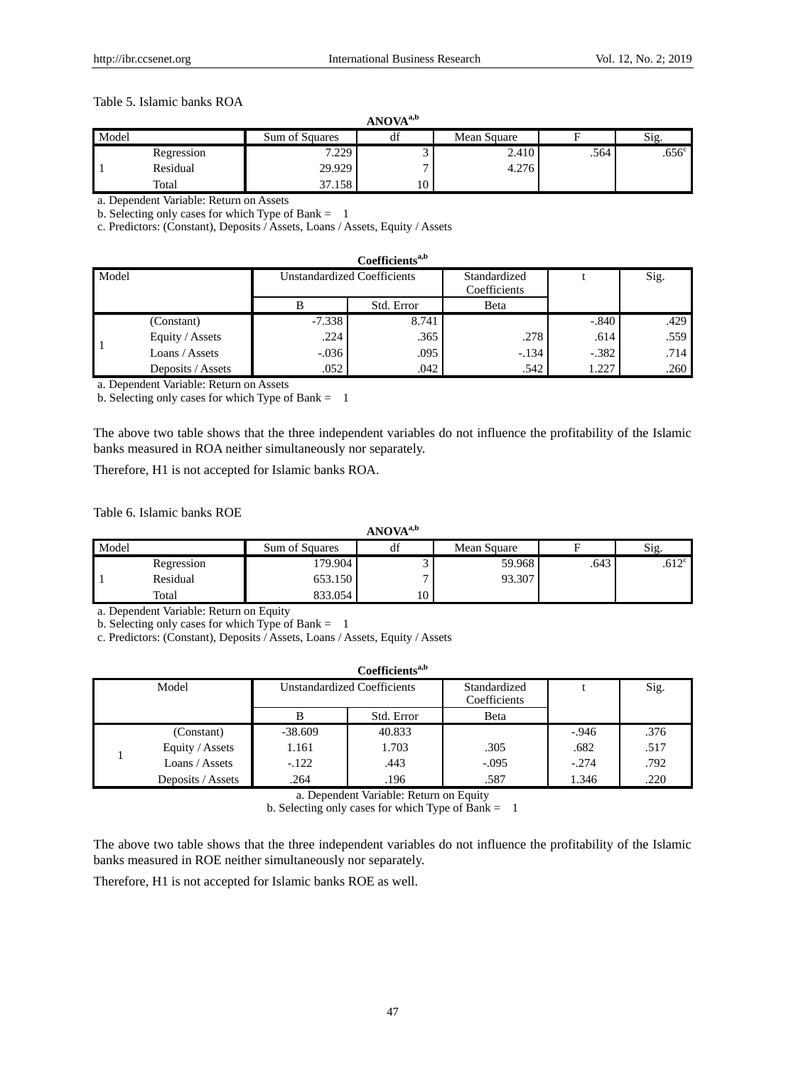Table 5. Islamic banks ROA

**ANOVA**[a,b]

| Model | | Sum of Squares | df | Mean Square | F | Sig. |
|---|---|---|---|---|---|---|
| 1 | Regression | 7.229 | 3 | 2.410 | .564 | .656[c] |
| | Residual | 29.929 | 7 | 4.276 | | |
| | Total | 37.158 | 10 | | | |

a. Dependent Variable: Return on Assets

b. Selecting only cases for which Type of Bank = 1

c. Predictors: (Constant), Deposits / Assets, Loans / Assets, Equity / Assets

**Coefficients**[a,b]

| Model | | Unstandardized Coefficients | | Standardized Coefficients | t | Sig. |
|---|---|---|---|---|---|---|
| | | B | Std. Error | Beta | | |
| 1 | (Constant) | -7.338 | 8.741 | | -.840 | .429 |
| | Equity / Assets | .224 | .365 | .278 | .614 | .559 |
| | Loans / Assets | -.036 | .095 | -.134 | -.382 | .714 |
| | Deposits / Assets | .052 | .042 | .542 | 1.227 | .260 |

a. Dependent Variable: Return on Assets

b. Selecting only cases for which Type of Bank = 1

The above two table shows that the three independent variables do not influence the profitability of the Islamic banks measured in ROA neither simultaneously nor separately.

Therefore, H1 is not accepted for Islamic banks ROA.

Table 6. Islamic banks ROE

**ANOVA**[a,b]

| Model | | Sum of Squares | df | Mean Square | F | Sig. |
|---|---|---|---|---|---|---|
| 1 | Regression | 179.904 | 3 | 59.968 | .643 | .612[c] |
| | Residual | 653.150 | 7 | 93.307 | | |
| | Total | 833.054 | 10 | | | |

a. Dependent Variable: Return on Equity

b. Selecting only cases for which Type of Bank = 1

c. Predictors: (Constant), Deposits / Assets, Loans / Assets, Equity / Assets

**Coefficients**[a,b]

| Model | | Unstandardized Coefficients | | Standardized Coefficients | t | Sig. |
|---|---|---|---|---|---|---|
| | | B | Std. Error | Beta | | |
| 1 | (Constant) | -38.609 | 40.833 | | -.946 | .376 |
| | Equity / Assets | 1.161 | 1.703 | .305 | .682 | .517 |
| | Loans / Assets | -.122 | .443 | -.095 | -.274 | .792 |
| | Deposits / Assets | .264 | .196 | .587 | 1.346 | .220 |

a. Dependent Variable: Return on Equity

b. Selecting only cases for which Type of Bank = 1

The above two table shows that the three independent variables do not influence the profitability of the Islamic banks measured in ROE neither simultaneously nor separately.

Therefore, H1 is not accepted for Islamic banks ROE as well.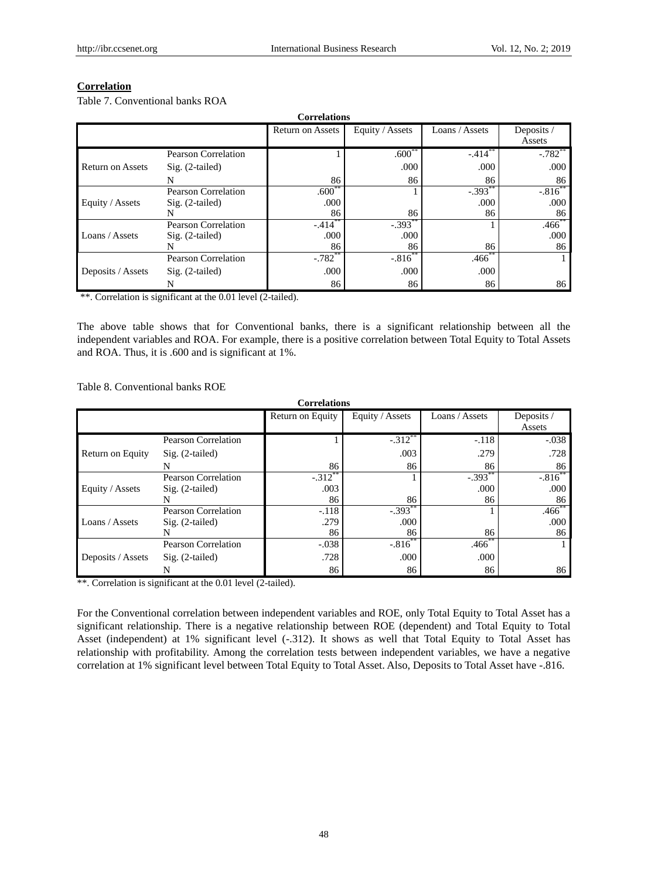**Correlation**

Table 7. Conventional banks ROA

**Correlations**

| | | Return on Assets | Equity / Assets | Loans / Assets | Deposits / Assets |
|---|---|---|---|---|---|
| Return on Assets | Pearson Correlation | 1 | .600** | -.414** | -.782** |
| | Sig. (2-tailed) | | .000 | .000 | .000 |
| | N | 86 | 86 | 86 | 86 |
| Equity / Assets | Pearson Correlation | .600** | 1 | -.393** | -.816** |
| | Sig. (2-tailed) | .000 | | .000 | .000 |
| | N | 86 | 86 | 86 | 86 |
| Loans / Assets | Pearson Correlation | -.414** | -.393** | 1 | .466** |
| | Sig. (2-tailed) | .000 | .000 | | .000 |
| | N | 86 | 86 | 86 | 86 |
| Deposits / Assets | Pearson Correlation | -.782** | -.816** | .466** | 1 |
| | Sig. (2-tailed) | .000 | .000 | .000 | |
| | N | 86 | 86 | 86 | 86 |

**. Correlation is significant at the 0.01 level (2-tailed).

The above table shows that for Conventional banks, there is a significant relationship between all the independent variables and ROA. For example, there is a positive correlation between Total Equity to Total Assets and ROA. Thus, it is .600 and is significant at 1%.

Table 8. Conventional banks ROE

**Correlations**

| | | Return on Equity | Equity / Assets | Loans / Assets | Deposits / Assets |
|---|---|---|---|---|---|
| Return on Equity | Pearson Correlation | 1 | -.312** | -.118 | -.038 |
| | Sig. (2-tailed) | | .003 | .279 | .728 |
| | N | 86 | 86 | 86 | 86 |
| Equity / Assets | Pearson Correlation | -.312** | 1 | -.393** | -.816** |
| | Sig. (2-tailed) | .003 | | .000 | .000 |
| | N | 86 | 86 | 86 | 86 |
| Loans / Assets | Pearson Correlation | -.118 | -.393** | 1 | .466** |
| | Sig. (2-tailed) | .279 | .000 | | .000 |
| | N | 86 | 86 | 86 | 86 |
| Deposits / Assets | Pearson Correlation | -.038 | -.816** | .466** | 1 |
| | Sig. (2-tailed) | .728 | .000 | .000 | |
| | N | 86 | 86 | 86 | 86 |

**. Correlation is significant at the 0.01 level (2-tailed).

For the Conventional correlation between independent variables and ROE, only Total Equity to Total Asset has a significant relationship. There is a negative relationship between ROE (dependent) and Total Equity to Total Asset (independent) at 1% significant level (-.312). It shows as well that Total Equity to Total Asset has relationship with profitability. Among the correlation tests between independent variables, we have a negative correlation at 1% significant level between Total Equity to Total Asset. Also, Deposits to Total Asset have -.816.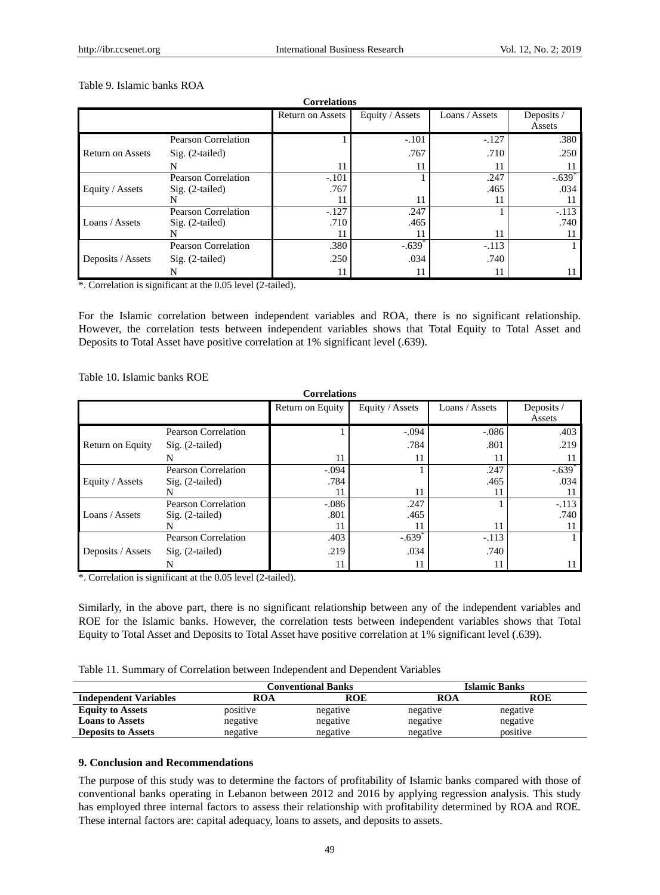Table 9. Islamic banks ROA

**Correlations**

| | | Return on Assets | Equity / Assets | Loans / Assets | Deposits / Assets |
|---|---|---|---|---|---|
| Return on Assets | Pearson Correlation | 1 | -.101 | -.127 | .380 |
| | Sig. (2-tailed) | | .767 | .710 | .250 |
| | N | 11 | 11 | 11 | 11 |
| Equity / Assets | Pearson Correlation | -.101 | 1 | .247 | -.639* |
| | Sig. (2-tailed) | .767 | | .465 | .034 |
| | N | 11 | 11 | 11 | 11 |
| Loans / Assets | Pearson Correlation | -.127 | .247 | 1 | -.113 |
| | Sig. (2-tailed) | .710 | .465 | | .740 |
| | N | 11 | 11 | 11 | 11 |
| Deposits / Assets | Pearson Correlation | .380 | -.639* | -.113 | 1 |
| | Sig. (2-tailed) | .250 | .034 | .740 | |
| | N | 11 | 11 | 11 | 11 |

*. Correlation is significant at the 0.05 level (2-tailed).

For the Islamic correlation between independent variables and ROA, there is no significant relationship. However, the correlation tests between independent variables shows that Total Equity to Total Asset and Deposits to Total Asset have positive correlation at 1% significant level (.639).

Table 10. Islamic banks ROE

**Correlations**

| | | Return on Equity | Equity / Assets | Loans / Assets | Deposits / Assets |
|---|---|---|---|---|---|
| Return on Equity | Pearson Correlation | 1 | -.094 | -.086 | .403 |
| | Sig. (2-tailed) | | .784 | .801 | .219 |
| | N | 11 | 11 | 11 | 11 |
| Equity / Assets | Pearson Correlation | -.094 | 1 | .247 | -.639* |
| | Sig. (2-tailed) | .784 | | .465 | .034 |
| | N | 11 | 11 | 11 | 11 |
| Loans / Assets | Pearson Correlation | -.086 | .247 | 1 | -.113 |
| | Sig. (2-tailed) | .801 | .465 | | .740 |
| | N | 11 | 11 | 11 | 11 |
| Deposits / Assets | Pearson Correlation | .403 | -.639* | -.113 | 1 |
| | Sig. (2-tailed) | .219 | .034 | .740 | |
| | N | 11 | 11 | 11 | 11 |

*. Correlation is significant at the 0.05 level (2-tailed).

Similarly, in the above part, there is no significant relationship between any of the independent variables and ROE for the Islamic banks. However, the correlation tests between independent variables shows that Total Equity to Total Asset and Deposits to Total Asset have positive correlation at 1% significant level (.639).

Table 11. Summary of Correlation between Independent and Dependent Variables

| | Conventional Banks | | Islamic Banks | |
|---|---|---|---|---|
| **Independent Variables** | **ROA** | **ROE** | **ROA** | **ROE** |
| **Equity to Assets** | positive | negative | negative | negative |
| **Loans to Assets** | negative | negative | negative | negative |
| **Deposits to Assets** | negative | negative | negative | positive |

## 9. Conclusion and Recommendations

The purpose of this study was to determine the factors of profitability of Islamic banks compared with those of conventional banks operating in Lebanon between 2012 and 2016 by applying regression analysis. This study has employed three internal factors to assess their relationship with profitability determined by ROA and ROE. These internal factors are: capital adequacy, loans to assets, and deposits to assets.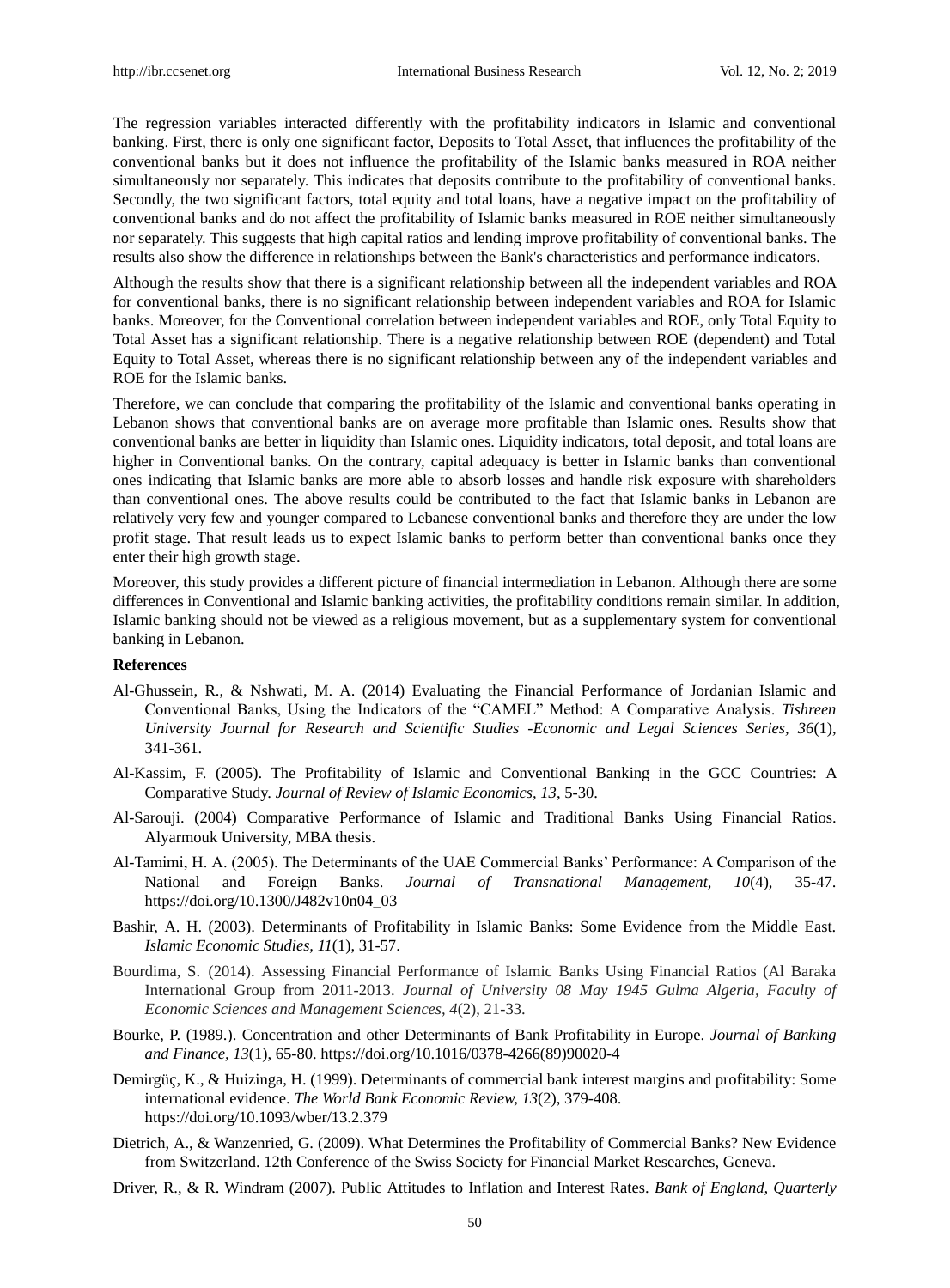The regression variables interacted differently with the profitability indicators in Islamic and conventional banking. First, there is only one significant factor, Deposits to Total Asset, that influences the profitability of the conventional banks but it does not influence the profitability of the Islamic banks measured in ROA neither simultaneously nor separately. This indicates that deposits contribute to the profitability of conventional banks. Secondly, the two significant factors, total equity and total loans, have a negative impact on the profitability of conventional banks and do not affect the profitability of Islamic banks measured in ROE neither simultaneously nor separately. This suggests that high capital ratios and lending improve profitability of conventional banks. The results also show the difference in relationships between the Bank's characteristics and performance indicators.

Although the results show that there is a significant relationship between all the independent variables and ROA for conventional banks, there is no significant relationship between independent variables and ROA for Islamic banks. Moreover, for the Conventional correlation between independent variables and ROE, only Total Equity to Total Asset has a significant relationship. There is a negative relationship between ROE (dependent) and Total Equity to Total Asset, whereas there is no significant relationship between any of the independent variables and ROE for the Islamic banks.

Therefore, we can conclude that comparing the profitability of the Islamic and conventional banks operating in Lebanon shows that conventional banks are on average more profitable than Islamic ones. Results show that conventional banks are better in liquidity than Islamic ones. Liquidity indicators, total deposit, and total loans are higher in Conventional banks. On the contrary, capital adequacy is better in Islamic banks than conventional ones indicating that Islamic banks are more able to absorb losses and handle risk exposure with shareholders than conventional ones. The above results could be contributed to the fact that Islamic banks in Lebanon are relatively very few and younger compared to Lebanese conventional banks and therefore they are under the low profit stage. That result leads us to expect Islamic banks to perform better than conventional banks once they enter their high growth stage.

Moreover, this study provides a different picture of financial intermediation in Lebanon. Although there are some differences in Conventional and Islamic banking activities, the profitability conditions remain similar. In addition, Islamic banking should not be viewed as a religious movement, but as a supplementary system for conventional banking in Lebanon.

**References**

Al-Ghussein, R., & Nshwati, M. A. (2014) Evaluating the Financial Performance of Jordanian Islamic and Conventional Banks, Using the Indicators of the "CAMEL" Method: A Comparative Analysis. *Tishreen University Journal for Research and Scientific Studies -Economic and Legal Sciences Series, 36*(1), 341-361.

Al-Kassim, F. (2005). The Profitability of Islamic and Conventional Banking in the GCC Countries: A Comparative Study. *Journal of Review of Islamic Economics, 13*, 5-30.

Al-Sarouji. (2004) Comparative Performance of Islamic and Traditional Banks Using Financial Ratios. Alyarmouk University, MBA thesis.

Al-Tamimi, H. A. (2005). The Determinants of the UAE Commercial Banks' Performance: A Comparison of the National and Foreign Banks. *Journal of Transnational Management, 10*(4), 35-47. https://doi.org/10.1300/J482v10n04_03

Bashir, A. H. (2003). Determinants of Profitability in Islamic Banks: Some Evidence from the Middle East. *Islamic Economic Studies, 11*(1), 31-57.

Bourdima, S. (2014). Assessing Financial Performance of Islamic Banks Using Financial Ratios (Al Baraka International Group from 2011-2013. *Journal of University 08 May 1945 Gulma Algeria, Faculty of Economic Sciences and Management Sciences, 4*(2), 21-33.

Bourke, P. (1989.). Concentration and other Determinants of Bank Profitability in Europe. *Journal of Banking and Finance, 13*(1), 65-80. https://doi.org/10.1016/0378-4266(89)90020-4

Demirgüç, K., & Huizinga, H. (1999). Determinants of commercial bank interest margins and profitability: Some international evidence. *The World Bank Economic Review, 13*(2), 379-408. https://doi.org/10.1093/wber/13.2.379

Dietrich, A., & Wanzenried, G. (2009). What Determines the Profitability of Commercial Banks? New Evidence from Switzerland. 12th Conference of the Swiss Society for Financial Market Researches, Geneva.

Driver, R., & R. Windram (2007). Public Attitudes to Inflation and Interest Rates. *Bank of England, Quarterly*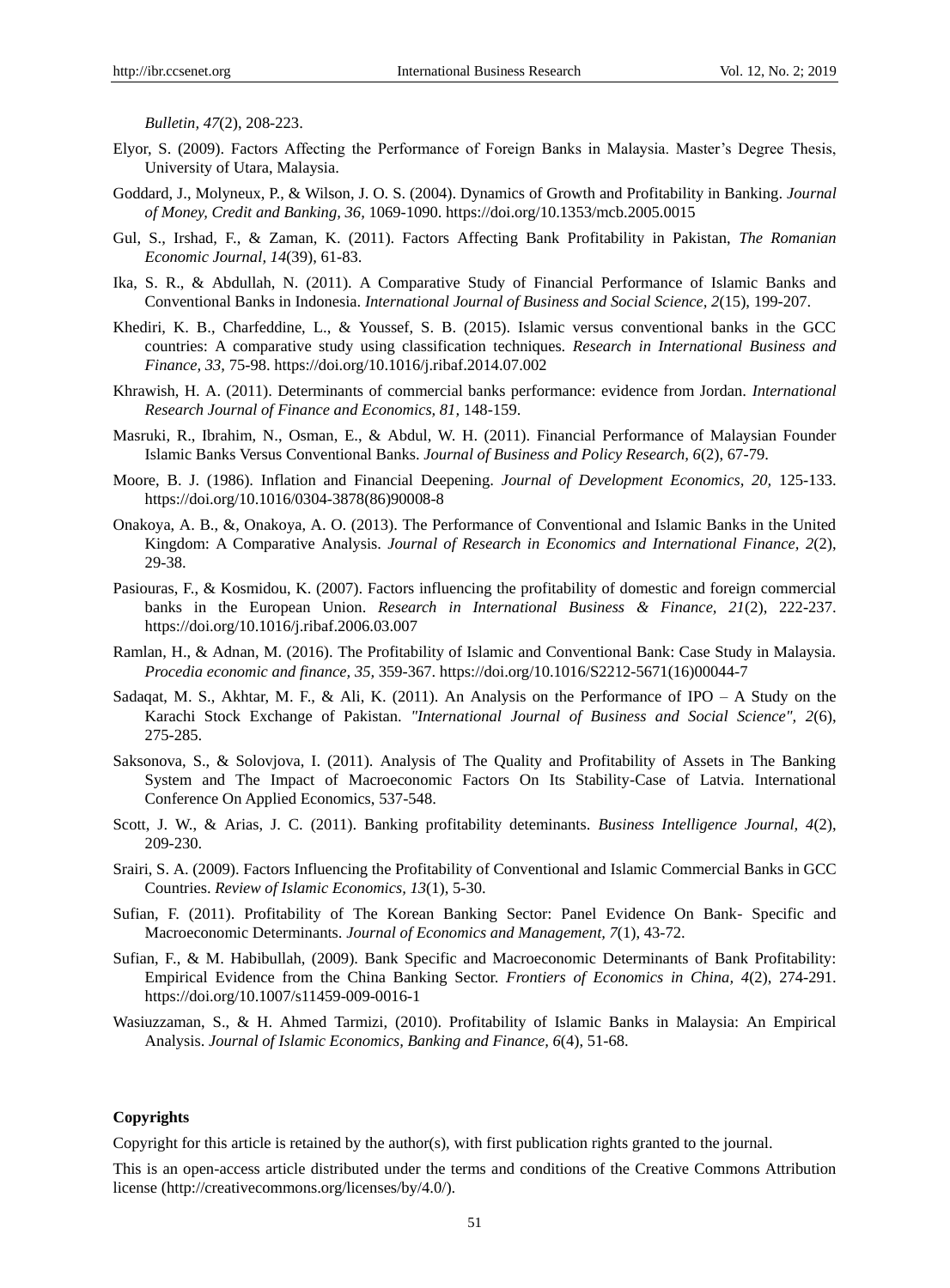*Bulletin, 47*(2), 208-223.

Elyor, S. (2009). Factors Affecting the Performance of Foreign Banks in Malaysia. Master's Degree Thesis, University of Utara, Malaysia.

Goddard, J., Molyneux, P., & Wilson, J. O. S. (2004). Dynamics of Growth and Profitability in Banking. *Journal of Money, Credit and Banking, 36*, 1069-1090. https://doi.org/10.1353/mcb.2005.0015

Gul, S., Irshad, F., & Zaman, K. (2011). Factors Affecting Bank Profitability in Pakistan, *The Romanian Economic Journal, 14*(39), 61-83.

Ika, S. R., & Abdullah, N. (2011). A Comparative Study of Financial Performance of Islamic Banks and Conventional Banks in Indonesia. *International Journal of Business and Social Science, 2*(15), 199-207.

Khediri, K. B., Charfeddine, L., & Youssef, S. B. (2015). Islamic versus conventional banks in the GCC countries: A comparative study using classification techniques. *Research in International Business and Finance, 33*, 75-98. https://doi.org/10.1016/j.ribaf.2014.07.002

Khrawish, H. A. (2011). Determinants of commercial banks performance: evidence from Jordan. *International Research Journal of Finance and Economics, 81*, 148-159.

Masruki, R., Ibrahim, N., Osman, E., & Abdul, W. H. (2011). Financial Performance of Malaysian Founder Islamic Banks Versus Conventional Banks. *Journal of Business and Policy Research, 6*(2), 67-79.

Moore, B. J. (1986). Inflation and Financial Deepening. *Journal of Development Economics, 20*, 125-133. https://doi.org/10.1016/0304-3878(86)90008-8

Onakoya, A. B., &, Onakoya, A. O. (2013). The Performance of Conventional and Islamic Banks in the United Kingdom: A Comparative Analysis. *Journal of Research in Economics and International Finance, 2*(2), 29-38.

Pasiouras, F., & Kosmidou, K. (2007). Factors influencing the profitability of domestic and foreign commercial banks in the European Union. *Research in International Business & Finance, 21*(2), 222-237. https://doi.org/10.1016/j.ribaf.2006.03.007

Ramlan, H., & Adnan, M. (2016). The Profitability of Islamic and Conventional Bank: Case Study in Malaysia. *Procedia economic and finance, 35*, 359-367. https://doi.org/10.1016/S2212-5671(16)00044-7

Sadaqat, M. S., Akhtar, M. F., & Ali, K. (2011). An Analysis on the Performance of IPO – A Study on the Karachi Stock Exchange of Pakistan. *"International Journal of Business and Social Science", 2*(6), 275-285.

Saksonova, S., & Solovjova, I. (2011). Analysis of The Quality and Profitability of Assets in The Banking System and The Impact of Macroeconomic Factors On Its Stability-Case of Latvia. International Conference On Applied Economics, 537-548.

Scott, J. W., & Arias, J. C. (2011). Banking profitability deteminants. *Business Intelligence Journal, 4*(2), 209-230.

Srairi, S. A. (2009). Factors Influencing the Profitability of Conventional and Islamic Commercial Banks in GCC Countries. *Review of Islamic Economics, 13*(1), 5-30.

Sufian, F. (2011). Profitability of The Korean Banking Sector: Panel Evidence On Bank- Specific and Macroeconomic Determinants. *Journal of Economics and Management, 7*(1), 43-72.

Sufian, F., & M. Habibullah, (2009). Bank Specific and Macroeconomic Determinants of Bank Profitability: Empirical Evidence from the China Banking Sector. *Frontiers of Economics in China, 4*(2), 274-291. https://doi.org/10.1007/s11459-009-0016-1

Wasiuzzaman, S., & H. Ahmed Tarmizi, (2010). Profitability of Islamic Banks in Malaysia: An Empirical Analysis. *Journal of Islamic Economics, Banking and Finance, 6*(4), 51-68.

**Copyrights**

Copyright for this article is retained by the author(s), with first publication rights granted to the journal.

This is an open-access article distributed under the terms and conditions of the Creative Commons Attribution license (http://creativecommons.org/licenses/by/4.0/).